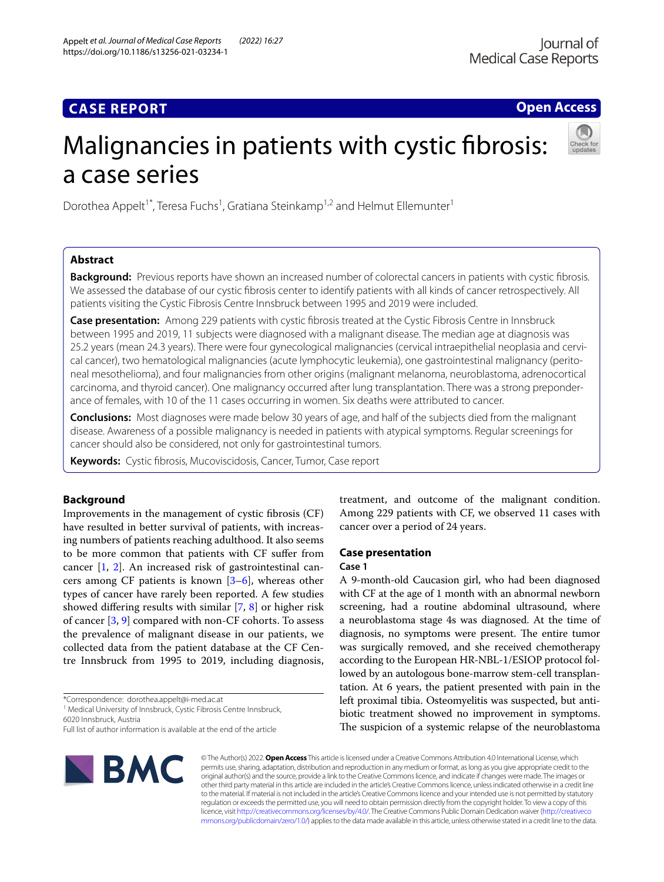# Malignancies in patients with cystic fibrosis: a case series

**CASE REPORT** | **Open Access**

Dorothea Appelt[1*], Teresa Fuchs[1], Gratiana Steinkamp[1,2] and Helmut Ellemunter[1]

## Abstract

**Background:** Previous reports have shown an increased number of colorectal cancers in patients with cystic fibrosis. We assessed the database of our cystic fibrosis center to identify patients with all kinds of cancer retrospectively. All patients visiting the Cystic Fibrosis Centre Innsbruck between 1995 and 2019 were included.

**Case presentation:** Among 229 patients with cystic fibrosis treated at the Cystic Fibrosis Centre in Innsbruck between 1995 and 2019, 11 subjects were diagnosed with a malignant disease. The median age at diagnosis was 25.2 years (mean 24.3 years). There were four gynecological malignancies (cervical intraepithelial neoplasia and cervical cancer), two hematological malignancies (acute lymphocytic leukemia), one gastrointestinal malignancy (peritoneal mesothelioma), and four malignancies from other origins (malignant melanoma, neuroblastoma, adrenocortical carcinoma, and thyroid cancer). One malignancy occurred after lung transplantation. There was a strong preponderance of females, with 10 of the 11 cases occurring in women. Six deaths were attributed to cancer.

**Conclusions:** Most diagnoses were made below 30 years of age, and half of the subjects died from the malignant disease. Awareness of a possible malignancy is needed in patients with atypical symptoms. Regular screenings for cancer should also be considered, not only for gastrointestinal tumors.

**Keywords:** Cystic fibrosis, Mucoviscidosis, Cancer, Tumor, Case report

## Background

Improvements in the management of cystic fibrosis (CF) have resulted in better survival of patients, with increasing numbers of patients reaching adulthood. It also seems to be more common that patients with CF suffer from cancer [1, 2]. An increased risk of gastrointestinal cancers among CF patients is known [3–6], whereas other types of cancer have rarely been reported. A few studies showed differing results with similar [7, 8] or higher risk of cancer [3, 9] compared with non-CF cohorts. To assess the prevalence of malignant disease in our patients, we collected data from the patient database at the CF Centre Innsbruck from 1995 to 2019, including diagnosis, treatment, and outcome of the malignant condition. Among 229 patients with CF, we observed 11 cases with cancer over a period of 24 years.

## Case presentation

### Case 1

A 9-month-old Caucasion girl, who had been diagnosed with CF at the age of 1 month with an abnormal newborn screening, had a routine abdominal ultrasound, where a neuroblastoma stage 4s was diagnosed. At the time of diagnosis, no symptoms were present. The entire tumor was surgically removed, and she received chemotherapy according to the European HR-NBL-1/ESIOP protocol followed by an autologous bone-marrow stem-cell transplantation. At 6 years, the patient presented with pain in the left proximal tibia. Osteomyelitis was suspected, but antibiotic treatment showed no improvement in symptoms. The suspicion of a systemic relapse of the neuroblastoma

*Correspondence: dorothea.appelt@i-med.ac.at
[1] Medical University of Innsbruck, Cystic Fibrosis Centre Innsbruck, 6020 Innsbruck, Austria
Full list of author information is available at the end of the article

© The Author(s) 2022. **Open Access** This article is licensed under a Creative Commons Attribution 4.0 International License, which permits use, sharing, adaptation, distribution and reproduction in any medium or format, as long as you give appropriate credit to the original author(s) and the source, provide a link to the Creative Commons licence, and indicate if changes were made. The images or other third party material in this article are included in the article's Creative Commons licence, unless indicated otherwise in a credit line to the material. If material is not included in the article's Creative Commons licence and your intended use is not permitted by statutory regulation or exceeds the permitted use, you will need to obtain permission directly from the copyright holder. To view a copy of this licence, visit http://creativecommons.org/licenses/by/4.0/. The Creative Commons Public Domain Dedication waiver (http://creativecommons.org/publicdomain/zero/1.0/) applies to the data made available in this article, unless otherwise stated in a credit line to the data.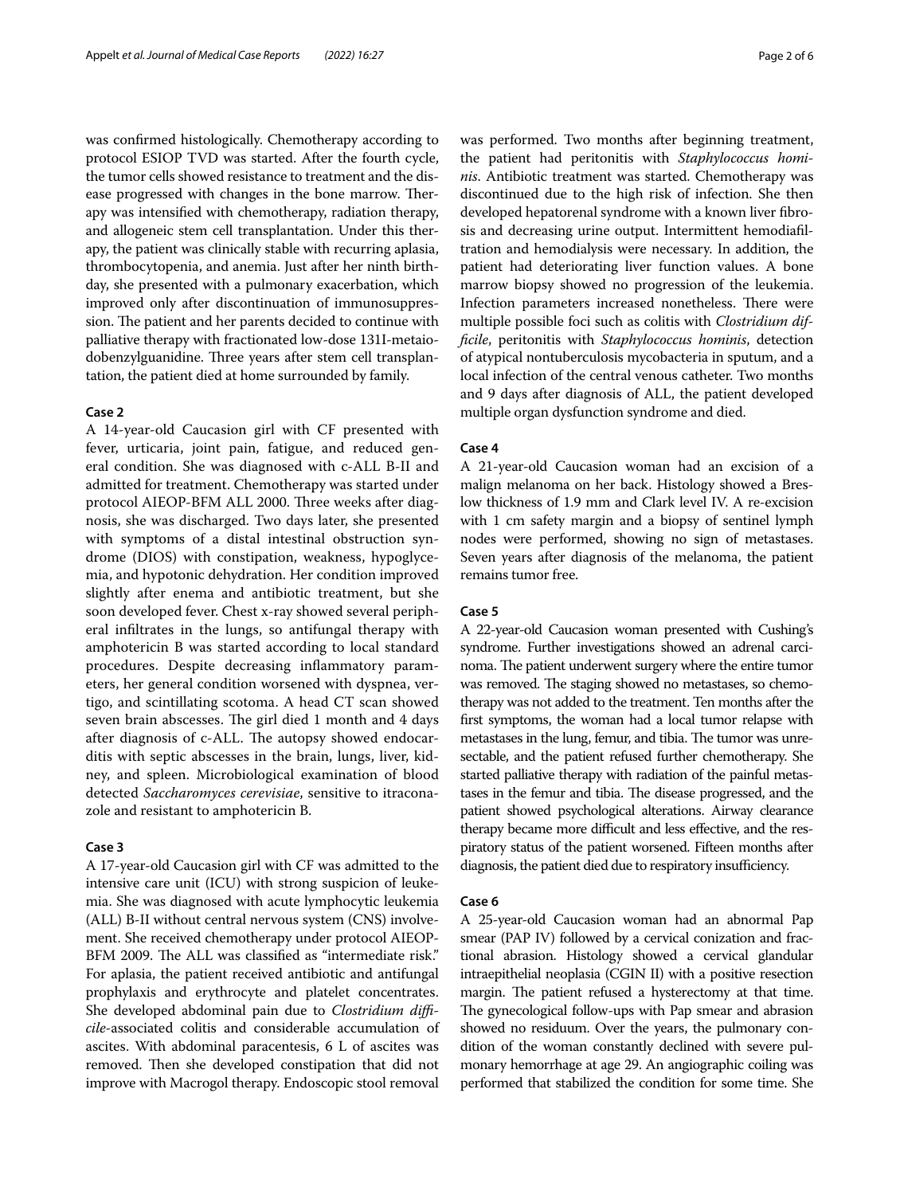was confirmed histologically. Chemotherapy according to protocol ESIOP TVD was started. After the fourth cycle, the tumor cells showed resistance to treatment and the disease progressed with changes in the bone marrow. Therapy was intensified with chemotherapy, radiation therapy, and allogeneic stem cell transplantation. Under this therapy, the patient was clinically stable with recurring aplasia, thrombocytopenia, and anemia. Just after her ninth birthday, she presented with a pulmonary exacerbation, which improved only after discontinuation of immunosuppression. The patient and her parents decided to continue with palliative therapy with fractionated low-dose 131I-metaiodobenzylguanidine. Three years after stem cell transplantation, the patient died at home surrounded by family.

### Case 2

A 14-year-old Caucasion girl with CF presented with fever, urticaria, joint pain, fatigue, and reduced general condition. She was diagnosed with c-ALL B-II and admitted for treatment. Chemotherapy was started under protocol AIEOP-BFM ALL 2000. Three weeks after diagnosis, she was discharged. Two days later, she presented with symptoms of a distal intestinal obstruction syndrome (DIOS) with constipation, weakness, hypoglycemia, and hypotonic dehydration. Her condition improved slightly after enema and antibiotic treatment, but she soon developed fever. Chest x-ray showed several peripheral infiltrates in the lungs, so antifungal therapy with amphotericin B was started according to local standard procedures. Despite decreasing inflammatory parameters, her general condition worsened with dyspnea, vertigo, and scintillating scotoma. A head CT scan showed seven brain abscesses. The girl died 1 month and 4 days after diagnosis of c-ALL. The autopsy showed endocarditis with septic abscesses in the brain, lungs, liver, kidney, and spleen. Microbiological examination of blood detected *Saccharomyces cerevisiae*, sensitive to itraconazole and resistant to amphotericin B.

### Case 3

A 17-year-old Caucasion girl with CF was admitted to the intensive care unit (ICU) with strong suspicion of leukemia. She was diagnosed with acute lymphocytic leukemia (ALL) B-II without central nervous system (CNS) involvement. She received chemotherapy under protocol AIEOP-BFM 2009. The ALL was classified as "intermediate risk." For aplasia, the patient received antibiotic and antifungal prophylaxis and erythrocyte and platelet concentrates. She developed abdominal pain due to *Clostridium difficile*-associated colitis and considerable accumulation of ascites. With abdominal paracentesis, 6 L of ascites was removed. Then she developed constipation that did not improve with Macrogol therapy. Endoscopic stool removal was performed. Two months after beginning treatment, the patient had peritonitis with *Staphylococcus hominis*. Antibiotic treatment was started. Chemotherapy was discontinued due to the high risk of infection. She then developed hepatorenal syndrome with a known liver fibrosis and decreasing urine output. Intermittent hemodiafiltration and hemodialysis were necessary. In addition, the patient had deteriorating liver function values. A bone marrow biopsy showed no progression of the leukemia. Infection parameters increased nonetheless. There were multiple possible foci such as colitis with *Clostridium difficile*, peritonitis with *Staphylococcus hominis*, detection of atypical nontuberculosis mycobacteria in sputum, and a local infection of the central venous catheter. Two months and 9 days after diagnosis of ALL, the patient developed multiple organ dysfunction syndrome and died.

### Case 4

A 21-year-old Caucasion woman had an excision of a malign melanoma on her back. Histology showed a Breslow thickness of 1.9 mm and Clark level IV. A re-excision with 1 cm safety margin and a biopsy of sentinel lymph nodes were performed, showing no sign of metastases. Seven years after diagnosis of the melanoma, the patient remains tumor free.

### Case 5

A 22-year-old Caucasion woman presented with Cushing's syndrome. Further investigations showed an adrenal carcinoma. The patient underwent surgery where the entire tumor was removed. The staging showed no metastases, so chemotherapy was not added to the treatment. Ten months after the first symptoms, the woman had a local tumor relapse with metastases in the lung, femur, and tibia. The tumor was unresectable, and the patient refused further chemotherapy. She started palliative therapy with radiation of the painful metastases in the femur and tibia. The disease progressed, and the patient showed psychological alterations. Airway clearance therapy became more difficult and less effective, and the respiratory status of the patient worsened. Fifteen months after diagnosis, the patient died due to respiratory insufficiency.

### Case 6

A 25-year-old Caucasion woman had an abnormal Pap smear (PAP IV) followed by a cervical conization and fractional abrasion. Histology showed a cervical glandular intraepithelial neoplasia (CGIN II) with a positive resection margin. The patient refused a hysterectomy at that time. The gynecological follow-ups with Pap smear and abrasion showed no residuum. Over the years, the pulmonary condition of the woman constantly declined with severe pulmonary hemorrhage at age 29. An angiographic coiling was performed that stabilized the condition for some time. She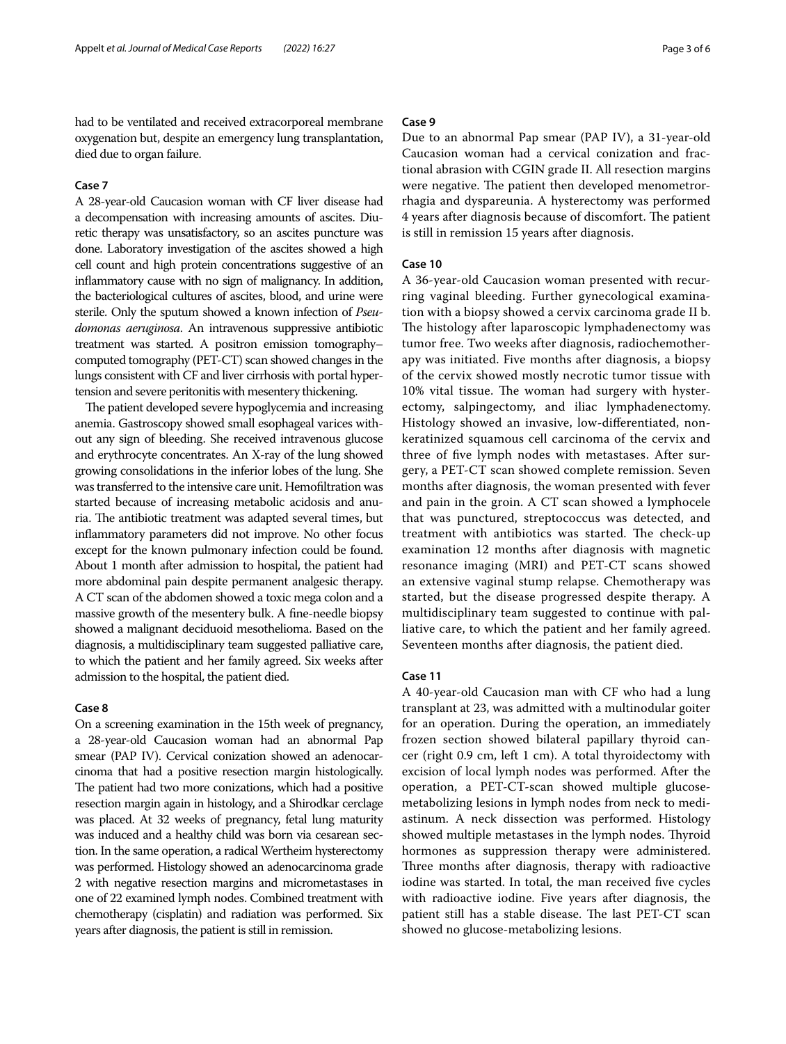had to be ventilated and received extracorporeal membrane oxygenation but, despite an emergency lung transplantation, died due to organ failure.

### Case 7

A 28-year-old Caucasion woman with CF liver disease had a decompensation with increasing amounts of ascites. Diuretic therapy was unsatisfactory, so an ascites puncture was done. Laboratory investigation of the ascites showed a high cell count and high protein concentrations suggestive of an inflammatory cause with no sign of malignancy. In addition, the bacteriological cultures of ascites, blood, and urine were sterile. Only the sputum showed a known infection of *Pseudomonas aeruginosa*. An intravenous suppressive antibiotic treatment was started. A positron emission tomography–computed tomography (PET-CT) scan showed changes in the lungs consistent with CF and liver cirrhosis with portal hypertension and severe peritonitis with mesentery thickening.

The patient developed severe hypoglycemia and increasing anemia. Gastroscopy showed small esophageal varices without any sign of bleeding. She received intravenous glucose and erythrocyte concentrates. An X-ray of the lung showed growing consolidations in the inferior lobes of the lung. She was transferred to the intensive care unit. Hemofiltration was started because of increasing metabolic acidosis and anuria. The antibiotic treatment was adapted several times, but inflammatory parameters did not improve. No other focus except for the known pulmonary infection could be found. About 1 month after admission to hospital, the patient had more abdominal pain despite permanent analgesic therapy. A CT scan of the abdomen showed a toxic mega colon and a massive growth of the mesentery bulk. A fine-needle biopsy showed a malignant deciduoid mesothelioma. Based on the diagnosis, a multidisciplinary team suggested palliative care, to which the patient and her family agreed. Six weeks after admission to the hospital, the patient died.

### Case 8

On a screening examination in the 15th week of pregnancy, a 28-year-old Caucasion woman had an abnormal Pap smear (PAP IV). Cervical conization showed an adenocarcinoma that had a positive resection margin histologically. The patient had two more conizations, which had a positive resection margin again in histology, and a Shirodkar cerclage was placed. At 32 weeks of pregnancy, fetal lung maturity was induced and a healthy child was born via cesarean section. In the same operation, a radical Wertheim hysterectomy was performed. Histology showed an adenocarcinoma grade 2 with negative resection margins and micrometastases in one of 22 examined lymph nodes. Combined treatment with chemotherapy (cisplatin) and radiation was performed. Six years after diagnosis, the patient is still in remission.

### Case 9

Due to an abnormal Pap smear (PAP IV), a 31-year-old Caucasion woman had a cervical conization and fractional abrasion with CGIN grade II. All resection margins were negative. The patient then developed menometrorrhagia and dyspareunia. A hysterectomy was performed 4 years after diagnosis because of discomfort. The patient is still in remission 15 years after diagnosis.

### Case 10

A 36-year-old Caucasion woman presented with recurring vaginal bleeding. Further gynecological examination with a biopsy showed a cervix carcinoma grade II b. The histology after laparoscopic lymphadenectomy was tumor free. Two weeks after diagnosis, radiochemotherapy was initiated. Five months after diagnosis, a biopsy of the cervix showed mostly necrotic tumor tissue with 10% vital tissue. The woman had surgery with hysterectomy, salpingectomy, and iliac lymphadenectomy. Histology showed an invasive, low-differentiated, nonkeratinized squamous cell carcinoma of the cervix and three of five lymph nodes with metastases. After surgery, a PET-CT scan showed complete remission. Seven months after diagnosis, the woman presented with fever and pain in the groin. A CT scan showed a lymphocele that was punctured, streptococcus was detected, and treatment with antibiotics was started. The check-up examination 12 months after diagnosis with magnetic resonance imaging (MRI) and PET-CT scans showed an extensive vaginal stump relapse. Chemotherapy was started, but the disease progressed despite therapy. A multidisciplinary team suggested to continue with palliative care, to which the patient and her family agreed. Seventeen months after diagnosis, the patient died.

### Case 11

A 40-year-old Caucasion man with CF who had a lung transplant at 23, was admitted with a multinodular goiter for an operation. During the operation, an immediately frozen section showed bilateral papillary thyroid cancer (right 0.9 cm, left 1 cm). A total thyroidectomy with excision of local lymph nodes was performed. After the operation, a PET-CT-scan showed multiple glucose-metabolizing lesions in lymph nodes from neck to mediastinum. A neck dissection was performed. Histology showed multiple metastases in the lymph nodes. Thyroid hormones as suppression therapy were administered. Three months after diagnosis, therapy with radioactive iodine was started. In total, the man received five cycles with radioactive iodine. Five years after diagnosis, the patient still has a stable disease. The last PET-CT scan showed no glucose-metabolizing lesions.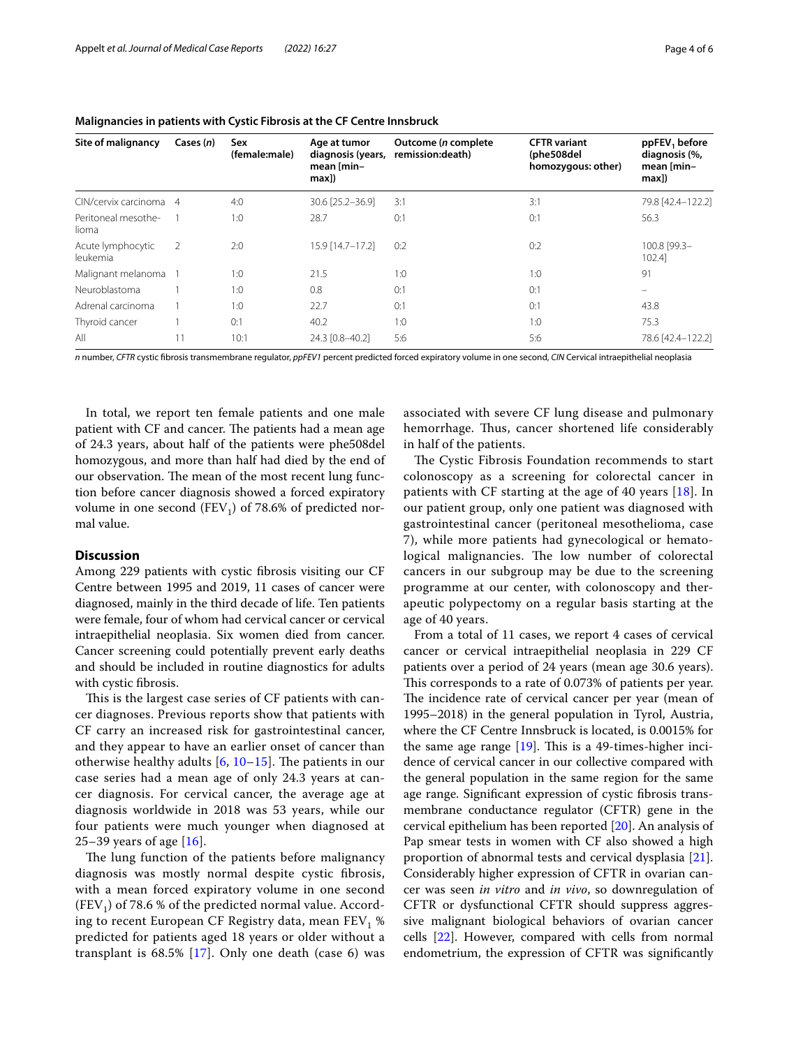**Malignancies in patients with Cystic Fibrosis at the CF Centre Innsbruck**

| Site of malignancy | Cases (*n*) | Sex (female:male) | Age at tumor diagnosis (years, mean [min–max]) | Outcome (*n* complete remission:death) | CFTR variant (phe508del homozygous: other) | $ppFEV_1$ before diagnosis (%, mean [min–max]) |
|---|---|---|---|---|---|---|
| CIN/cervix carcinoma | 4 | 4:0 | 30.6 [25.2–36.9] | 3:1 | 3:1 | 79.8 [42.4–122.2] |
| Peritoneal mesothelioma | 1 | 1:0 | 28.7 | 0:1 | 0:1 | 56.3 |
| Acute lymphocytic leukemia | 2 | 2:0 | 15.9 [14.7–17.2] | 0:2 | 0:2 | 100.8 [99.3–102.4] |
| Malignant melanoma | 1 | 1:0 | 21.5 | 1:0 | 1:0 | 91 |
| Neuroblastoma | 1 | 1:0 | 0.8 | 0:1 | 0:1 | – |
| Adrenal carcinoma | 1 | 1:0 | 22.7 | 0:1 | 0:1 | 43.8 |
| Thyroid cancer | 1 | 0:1 | 40.2 | 1:0 | 1:0 | 75.3 |
| All | 11 | 10:1 | 24.3 [0.8–40.2] | 5:6 | 5:6 | 78.6 [42.4–122.2] |

*n* number, *CFTR* cystic fibrosis transmembrane regulator, *ppFEV1* percent predicted forced expiratory volume in one second, *CIN* Cervical intraepithelial neoplasia

In total, we report ten female patients and one male patient with CF and cancer. The patients had a mean age of 24.3 years, about half of the patients were phe508del homozygous, and more than half had died by the end of our observation. The mean of the most recent lung function before cancer diagnosis showed a forced expiratory volume in one second ($FEV_1$) of 78.6% of predicted normal value.

## Discussion

Among 229 patients with cystic fibrosis visiting our CF Centre between 1995 and 2019, 11 cases of cancer were diagnosed, mainly in the third decade of life. Ten patients were female, four of whom had cervical cancer or cervical intraepithelial neoplasia. Six women died from cancer. Cancer screening could potentially prevent early deaths and should be included in routine diagnostics for adults with cystic fibrosis.

This is the largest case series of CF patients with cancer diagnoses. Previous reports show that patients with CF carry an increased risk for gastrointestinal cancer, and they appear to have an earlier onset of cancer than otherwise healthy adults [6, 10–15]. The patients in our case series had a mean age of only 24.3 years at cancer diagnosis. For cervical cancer, the average age at diagnosis worldwide in 2018 was 53 years, while our four patients were much younger when diagnosed at 25–39 years of age [16].

The lung function of the patients before malignancy diagnosis was mostly normal despite cystic fibrosis, with a mean forced expiratory volume in one second ($FEV_1$) of 78.6 % of the predicted normal value. According to recent European CF Registry data, mean $FEV_1$ % predicted for patients aged 18 years or older without a transplant is 68.5% [17]. Only one death (case 6) was associated with severe CF lung disease and pulmonary hemorrhage. Thus, cancer shortened life considerably in half of the patients.

The Cystic Fibrosis Foundation recommends to start colonoscopy as a screening for colorectal cancer in patients with CF starting at the age of 40 years [18]. In our patient group, only one patient was diagnosed with gastrointestinal cancer (peritoneal mesothelioma, case 7), while more patients had gynecological or hematological malignancies. The low number of colorectal cancers in our subgroup may be due to the screening programme at our center, with colonoscopy and therapeutic polypectomy on a regular basis starting at the age of 40 years.

From a total of 11 cases, we report 4 cases of cervical cancer or cervical intraepithelial neoplasia in 229 CF patients over a period of 24 years (mean age 30.6 years). This corresponds to a rate of 0.073% of patients per year. The incidence rate of cervical cancer per year (mean of 1995–2018) in the general population in Tyrol, Austria, where the CF Centre Innsbruck is located, is 0.0015% for the same age range [19]. This is a 49-times-higher incidence of cervical cancer in our collective compared with the general population in the same region for the same age range. Significant expression of cystic fibrosis transmembrane conductance regulator (CFTR) gene in the cervical epithelium has been reported [20]. An analysis of Pap smear tests in women with CF also showed a high proportion of abnormal tests and cervical dysplasia [21]. Considerably higher expression of CFTR in ovarian cancer was seen *in vitro* and *in vivo*, so downregulation of CFTR or dysfunctional CFTR should suppress aggressive malignant biological behaviors of ovarian cancer cells [22]. However, compared with cells from normal endometrium, the expression of CFTR was significantly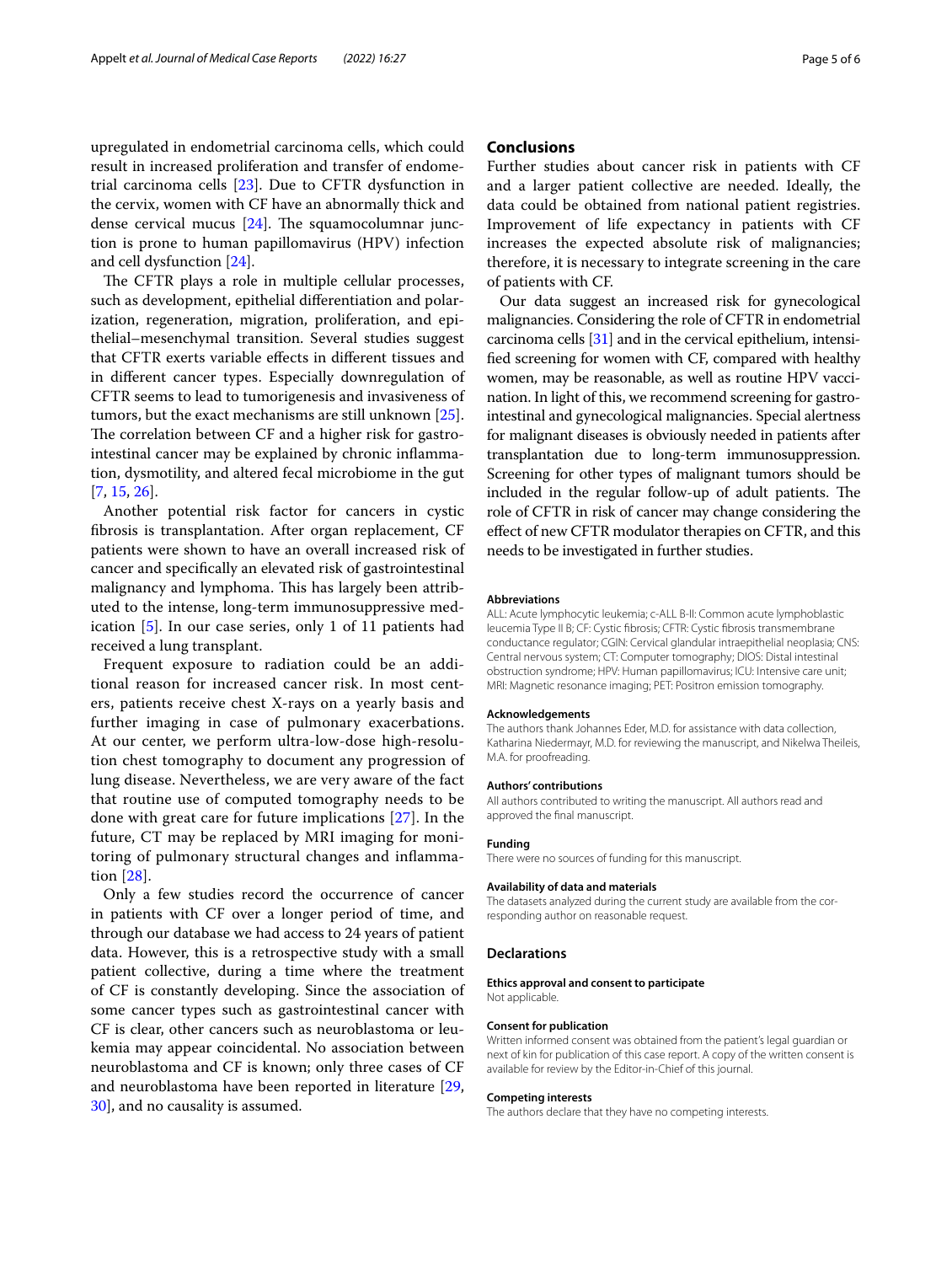upregulated in endometrial carcinoma cells, which could result in increased proliferation and transfer of endometrial carcinoma cells [23]. Due to CFTR dysfunction in the cervix, women with CF have an abnormally thick and dense cervical mucus [24]. The squamocolumnar junction is prone to human papillomavirus (HPV) infection and cell dysfunction [24].

The CFTR plays a role in multiple cellular processes, such as development, epithelial differentiation and polarization, regeneration, migration, proliferation, and epithelial–mesenchymal transition. Several studies suggest that CFTR exerts variable effects in different tissues and in different cancer types. Especially downregulation of CFTR seems to lead to tumorigenesis and invasiveness of tumors, but the exact mechanisms are still unknown [25]. The correlation between CF and a higher risk for gastrointestinal cancer may be explained by chronic inflammation, dysmotility, and altered fecal microbiome in the gut [7, 15, 26].

Another potential risk factor for cancers in cystic fibrosis is transplantation. After organ replacement, CF patients were shown to have an overall increased risk of cancer and specifically an elevated risk of gastrointestinal malignancy and lymphoma. This has largely been attributed to the intense, long-term immunosuppressive medication [5]. In our case series, only 1 of 11 patients had received a lung transplant.

Frequent exposure to radiation could be an additional reason for increased cancer risk. In most centers, patients receive chest X-rays on a yearly basis and further imaging in case of pulmonary exacerbations. At our center, we perform ultra-low-dose high-resolution chest tomography to document any progression of lung disease. Nevertheless, we are very aware of the fact that routine use of computed tomography needs to be done with great care for future implications [27]. In the future, CT may be replaced by MRI imaging for monitoring of pulmonary structural changes and inflammation [28].

Only a few studies record the occurrence of cancer in patients with CF over a longer period of time, and through our database we had access to 24 years of patient data. However, this is a retrospective study with a small patient collective, during a time where the treatment of CF is constantly developing. Since the association of some cancer types such as gastrointestinal cancer with CF is clear, other cancers such as neuroblastoma or leukemia may appear coincidental. No association between neuroblastoma and CF is known; only three cases of CF and neuroblastoma have been reported in literature [29, 30], and no causality is assumed.

## Conclusions

Further studies about cancer risk in patients with CF and a larger patient collective are needed. Ideally, the data could be obtained from national patient registries. Improvement of life expectancy in patients with CF increases the expected absolute risk of malignancies; therefore, it is necessary to integrate screening in the care of patients with CF.

Our data suggest an increased risk for gynecological malignancies. Considering the role of CFTR in endometrial carcinoma cells [31] and in the cervical epithelium, intensified screening for women with CF, compared with healthy women, may be reasonable, as well as routine HPV vaccination. In light of this, we recommend screening for gastrointestinal and gynecological malignancies. Special alertness for malignant diseases is obviously needed in patients after transplantation due to long-term immunosuppression. Screening for other types of malignant tumors should be included in the regular follow-up of adult patients. The role of CFTR in risk of cancer may change considering the effect of new CFTR modulator therapies on CFTR, and this needs to be investigated in further studies.

#### Abbreviations

ALL: Acute lymphocytic leukemia; c-ALL B-II: Common acute lymphoblastic leucemia Type II B; CF: Cystic fibrosis; CFTR: Cystic fibrosis transmembrane conductance regulator; CGIN: Cervical glandular intraepithelial neoplasia; CNS: Central nervous system; CT: Computer tomography; DIOS: Distal intestinal obstruction syndrome; HPV: Human papillomavirus; ICU: Intensive care unit; MRI: Magnetic resonance imaging; PET: Positron emission tomography.

#### Acknowledgements

The authors thank Johannes Eder, M.D. for assistance with data collection, Katharina Niedermayr, M.D. for reviewing the manuscript, and Nikelwa Theileis, M.A. for proofreading.

#### Authors' contributions

All authors contributed to writing the manuscript. All authors read and approved the final manuscript.

#### Funding

There were no sources of funding for this manuscript.

#### Availability of data and materials

The datasets analyzed during the current study are available from the corresponding author on reasonable request.

### Declarations

#### Ethics approval and consent to participate

Not applicable.

#### Consent for publication

Written informed consent was obtained from the patient's legal guardian or next of kin for publication of this case report. A copy of the written consent is available for review by the Editor-in-Chief of this journal.

#### Competing interests

The authors declare that they have no competing interests.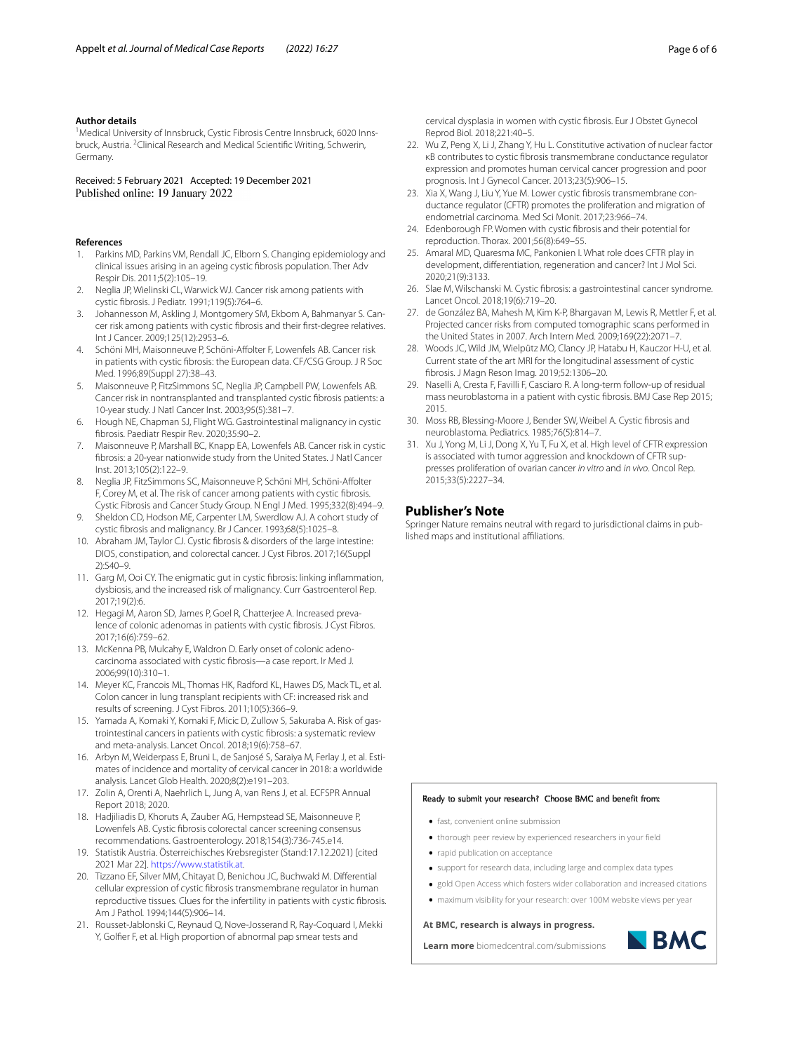### Author details

[1]Medical University of Innsbruck, Cystic Fibrosis Centre Innsbruck, 6020 Innsbruck, Austria. [2]Clinical Research and Medical Scientific Writing, Schwerin, Germany.

Received: 5 February 2021 Accepted: 19 December 2021
Published online: 19 January 2022

### References

1. Parkins MD, Parkins VM, Rendall JC, Elborn S. Changing epidemiology and clinical issues arising in an ageing cystic fibrosis population. Ther Adv Respir Dis. 2011;5(2):105–19.
2. Neglia JP, Wielinski CL, Warwick WJ. Cancer risk among patients with cystic fibrosis. J Pediatr. 1991;119(5):764–6.
3. Johannesson M, Askling J, Montgomery SM, Ekbom A, Bahmanyar S. Cancer risk among patients with cystic fibrosis and their first-degree relatives. Int J Cancer. 2009;125(12):2953–6.
4. Schöni MH, Maisonneuve P, Schöni-Affolter F, Lowenfels AB. Cancer risk in patients with cystic fibrosis: the European data. CF/CSG Group. J R Soc Med. 1996;89(Suppl 27):38–43.
5. Maisonneuve P, FitzSimmons SC, Neglia JP, Campbell PW, Lowenfels AB. Cancer risk in nontransplanted and transplanted cystic fibrosis patients: a 10-year study. J Natl Cancer Inst. 2003;95(5):381–7.
6. Hough NE, Chapman SJ, Flight WG. Gastrointestinal malignancy in cystic fibrosis. Paediatr Respir Rev. 2020;35:90–2.
7. Maisonneuve P, Marshall BC, Knapp EA, Lowenfels AB. Cancer risk in cystic fibrosis: a 20-year nationwide study from the United States. J Natl Cancer Inst. 2013;105(2):122–9.
8. Neglia JP, FitzSimmons SC, Maisonneuve P, Schöni MH, Schöni-Affolter F, Corey M, et al. The risk of cancer among patients with cystic fibrosis. Cystic Fibrosis and Cancer Study Group. N Engl J Med. 1995;332(8):494–9.
9. Sheldon CD, Hodson ME, Carpenter LM, Swerdlow AJ. A cohort study of cystic fibrosis and malignancy. Br J Cancer. 1993;68(5):1025–8.
10. Abraham JM, Taylor CJ. Cystic fibrosis & disorders of the large intestine: DIOS, constipation, and colorectal cancer. J Cyst Fibros. 2017;16(Suppl 2):S40–9.
11. Garg M, Ooi CY. The enigmatic gut in cystic fibrosis: linking inflammation, dysbiosis, and the increased risk of malignancy. Curr Gastroenterol Rep. 2017;19(2):6.
12. Hegagi M, Aaron SD, James P, Goel R, Chatterjee A. Increased prevalence of colonic adenomas in patients with cystic fibrosis. J Cyst Fibros. 2017;16(6):759–62.
13. McKenna PB, Mulcahy E, Waldron D. Early onset of colonic adenocarcinoma associated with cystic fibrosis—a case report. Ir Med J. 2006;99(10):310–1.
14. Meyer KC, Francois ML, Thomas HK, Radford KL, Hawes DS, Mack TL, et al. Colon cancer in lung transplant recipients with CF: increased risk and results of screening. J Cyst Fibros. 2011;10(5):366–9.
15. Yamada A, Komaki Y, Komaki F, Micic D, Zullow S, Sakuraba A. Risk of gastrointestinal cancers in patients with cystic fibrosis: a systematic review and meta-analysis. Lancet Oncol. 2018;19(6):758–67.
16. Arbyn M, Weiderpass E, Bruni L, de Sanjosé S, Saraiya M, Ferlay J, et al. Estimates of incidence and mortality of cervical cancer in 2018: a worldwide analysis. Lancet Glob Health. 2020;8(2):e191–203.
17. Zolin A, Orenti A, Naehrlich L, Jung A, van Rens J, et al. ECFSPR Annual Report 2018; 2020.
18. Hadjiliadis D, Khoruts A, Zauber AG, Hempstead SE, Maisonneuve P, Lowenfels AB. Cystic fibrosis colorectal cancer screening consensus recommendations. Gastroenterology. 2018;154(3):736-745.e14.
19. Statistik Austria. Österreichisches Krebsregister (Stand:17.12.2021) [cited 2021 Mar 22]. https://www.statistik.at.
20. Tizzano EF, Silver MM, Chitayat D, Benichou JC, Buchwald M. Differential cellular expression of cystic fibrosis transmembrane regulator in human reproductive tissues. Clues for the infertility in patients with cystic fibrosis. Am J Pathol. 1994;144(5):906–14.
21. Rousset-Jablonski C, Reynaud Q, Nove-Josserand R, Ray-Coquard I, Mekki Y, Golfier F, et al. High proportion of abnormal pap smear tests and cervical dysplasia in women with cystic fibrosis. Eur J Obstet Gynecol Reprod Biol. 2018;221:40–5.
22. Wu Z, Peng X, Li J, Zhang Y, Hu L. Constitutive activation of nuclear factor κB contributes to cystic fibrosis transmembrane conductance regulator expression and promotes human cervical cancer progression and poor prognosis. Int J Gynecol Cancer. 2013;23(5):906–15.
23. Xia X, Wang J, Liu Y, Yue M. Lower cystic fibrosis transmembrane conductance regulator (CFTR) promotes the proliferation and migration of endometrial carcinoma. Med Sci Monit. 2017;23:966–74.
24. Edenborough FP. Women with cystic fibrosis and their potential for reproduction. Thorax. 2001;56(8):649–55.
25. Amaral MD, Quaresma MC, Pankonien I. What role does CFTR play in development, differentiation, regeneration and cancer? Int J Mol Sci. 2020;21(9):3133.
26. Slae M, Wilschanski M. Cystic fibrosis: a gastrointestinal cancer syndrome. Lancet Oncol. 2018;19(6):719–20.
27. de González BA, Mahesh M, Kim K-P, Bhargavan M, Lewis R, Mettler F, et al. Projected cancer risks from computed tomographic scans performed in the United States in 2007. Arch Intern Med. 2009;169(22):2071–7.
28. Woods JC, Wild JM, Wielpütz MO, Clancy JP, Hatabu H, Kauczor H-U, et al. Current state of the art MRI for the longitudinal assessment of cystic fibrosis. J Magn Reson Imag. 2019;52:1306–20.
29. Naselli A, Cresta F, Favilli F, Casciaro R. A long-term follow-up of residual mass neuroblastoma in a patient with cystic fibrosis. BMJ Case Rep 2015; 2015.
30. Moss RB, Blessing-Moore J, Bender SW, Weibel A. Cystic fibrosis and neuroblastoma. Pediatrics. 1985;76(5):814–7.
31. Xu J, Yong M, Li J, Dong X, Yu T, Fu X, et al. High level of CFTR expression is associated with tumor aggression and knockdown of CFTR suppresses proliferation of ovarian cancer *in vitro* and *in vivo*. Oncol Rep. 2015;33(5):2227–34.

## Publisher's Note

Springer Nature remains neutral with regard to jurisdictional claims in published maps and institutional affiliations.

Ready to submit your research? Choose BMC and benefit from:

- fast, convenient online submission
- thorough peer review by experienced researchers in your field
- rapid publication on acceptance
- support for research data, including large and complex data types
- gold Open Access which fosters wider collaboration and increased citations
- maximum visibility for your research: over 100M website views per year

**At BMC, research is always in progress.**

**Learn more** biomedcentral.com/submissions

BMC